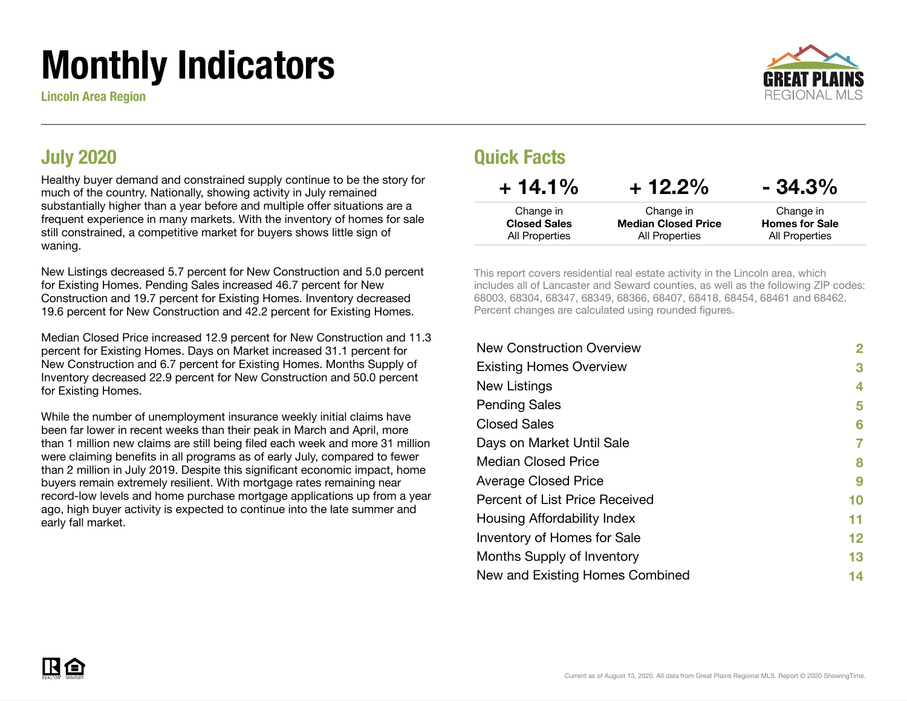# Monthly Indicators

Lincoln Area Region

## July 2020

Healthy buyer demand and constrained supply continue to be the story for much of the country. Nationally, showing activity in July remained substantially higher than a year before and multiple offer situations are a frequent experience in many markets. With the inventory of homes for sale still constrained, a competitive market for buyers shows little sign of waning.

New Listings decreased 5.7 percent for New Construction and 5.0 percent for Existing Homes. Pending Sales increased 46.7 percent for New Construction and 19.7 percent for Existing Homes. Inventory decreased 19.6 percent for New Construction and 42.2 percent for Existing Homes.

Median Closed Price increased 12.9 percent for New Construction and 11.3 percent for Existing Homes. Days on Market increased 31.1 percent for New Construction and 6.7 percent for Existing Homes. Months Supply of Inventory decreased 22.9 percent for New Construction and 50.0 percent for Existing Homes.

While the number of unemployment insurance weekly initial claims have been far lower in recent weeks than their peak in March and April, more than 1 million new claims are still being filed each week and more 31 million were claiming benefits in all programs as of early July, compared to fewer than 2 million in July 2019. Despite this significant economic impact, home buyers remain extremely resilient. With mortgage rates remaining near record-low levels and home purchase mortgage applications up from a year ago, high buyer activity is expected to continue into the late summer and early fall market.

## Quick Facts

| + 14.1% | + 12.2% | - 34.3% |
|---|---|---|
| Change in **Closed Sales** All Properties | Change in **Median Closed Price** All Properties | Change in **Homes for Sale** All Properties |

This report covers residential real estate activity in the Lincoln area, which includes all of Lancaster and Seward counties, as well as the following ZIP codes: 68003, 68304, 68347, 68349, 68366, 68407, 68418, 68454, 68461 and 68462. Percent changes are calculated using rounded figures.

| | |
|---|---|
| New Construction Overview | 2 |
| Existing Homes Overview | 3 |
| New Listings | 4 |
| Pending Sales | 5 |
| Closed Sales | 6 |
| Days on Market Until Sale | 7 |
| Median Closed Price | 8 |
| Average Closed Price | 9 |
| Percent of List Price Received | 10 |
| Housing Affordability Index | 11 |
| Inventory of Homes for Sale | 12 |
| Months Supply of Inventory | 13 |
| New and Existing Homes Combined | 14 |

Current as of August 13, 2020. All data from Great Plains Regional MLS. Report © 2020 ShowingTime.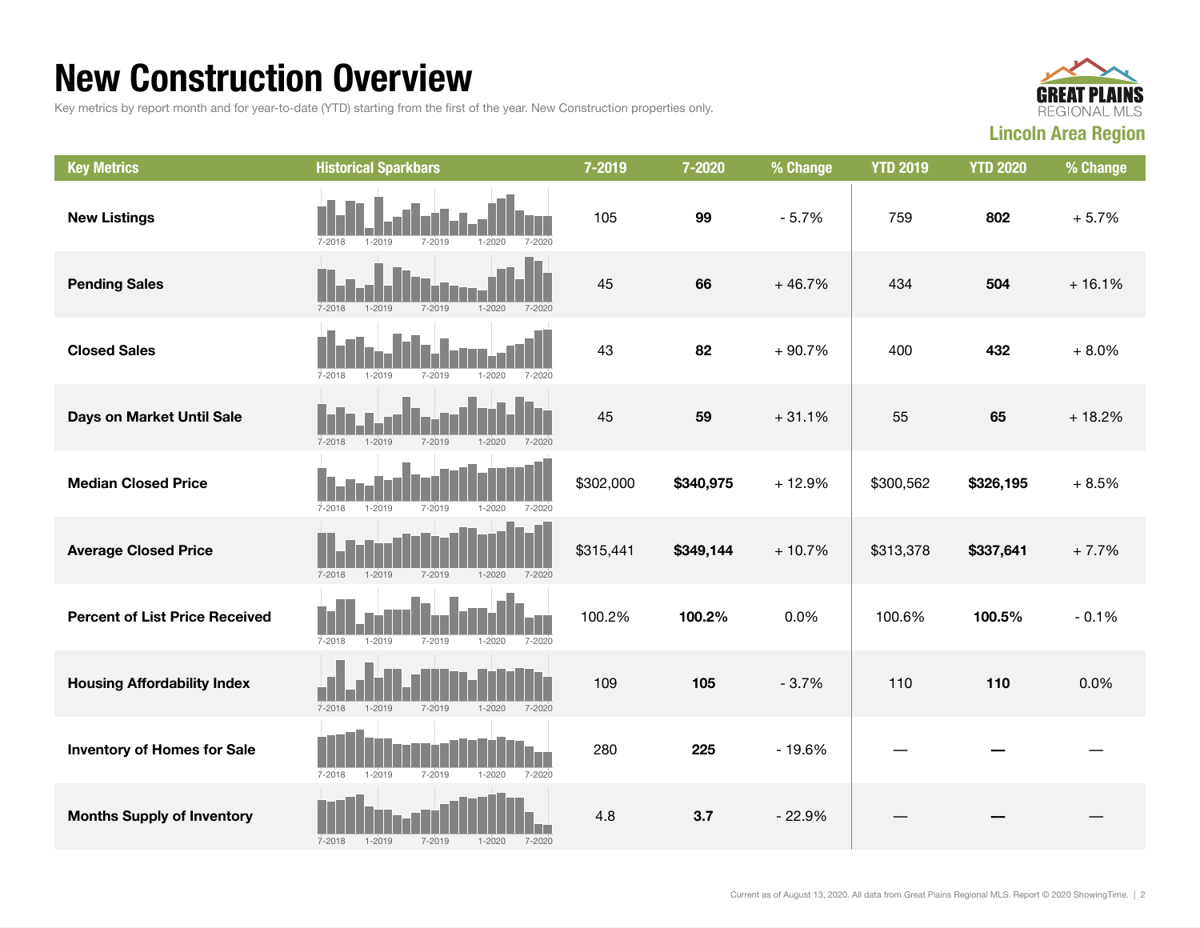# New Construction Overview

Key metrics by report month and for year-to-date (YTD) starting from the first of the year. New Construction properties only.

**Lincoln Area Region**

| Key Metrics | Historical Sparkbars | 7-2019 | 7-2020 | % Change | YTD 2019 | YTD 2020 | % Change |
|---|---|---|---|---|---|---|---|
| **New Listings** | 7-2018 1-2019 7-2019 1-2020 7-2020 | 105 | **99** | - 5.7% | 759 | **802** | + 5.7% |
| **Pending Sales** | 7-2018 1-2019 7-2019 1-2020 7-2020 | 45 | **66** | + 46.7% | 434 | **504** | + 16.1% |
| **Closed Sales** | 7-2018 1-2019 7-2019 1-2020 7-2020 | 43 | **82** | + 90.7% | 400 | **432** | + 8.0% |
| **Days on Market Until Sale** | 7-2018 1-2019 7-2019 1-2020 7-2020 | 45 | **59** | + 31.1% | 55 | **65** | + 18.2% |
| **Median Closed Price** | 7-2018 1-2019 7-2019 1-2020 7-2020 | $302,000 | **$340,975** | + 12.9% | $300,562 | **$326,195** | + 8.5% |
| **Average Closed Price** | 7-2018 1-2019 7-2019 1-2020 7-2020 | $315,441 | **$349,144** | + 10.7% | $313,378 | **$337,641** | + 7.7% |
| **Percent of List Price Received** | 7-2018 1-2019 7-2019 1-2020 7-2020 | 100.2% | **100.2%** | 0.0% | 100.6% | **100.5%** | - 0.1% |
| **Housing Affordability Index** | 7-2018 1-2019 7-2019 1-2020 7-2020 | 109 | **105** | - 3.7% | 110 | **110** | 0.0% |
| **Inventory of Homes for Sale** | 7-2018 1-2019 7-2019 1-2020 7-2020 | 280 | **225** | - 19.6% | — | — | — |
| **Months Supply of Inventory** | 7-2018 1-2019 7-2019 1-2020 7-2020 | 4.8 | **3.7** | - 22.9% | — | — | — |

Current as of August 13, 2020. All data from Great Plains Regional MLS. Report © 2020 ShowingTime.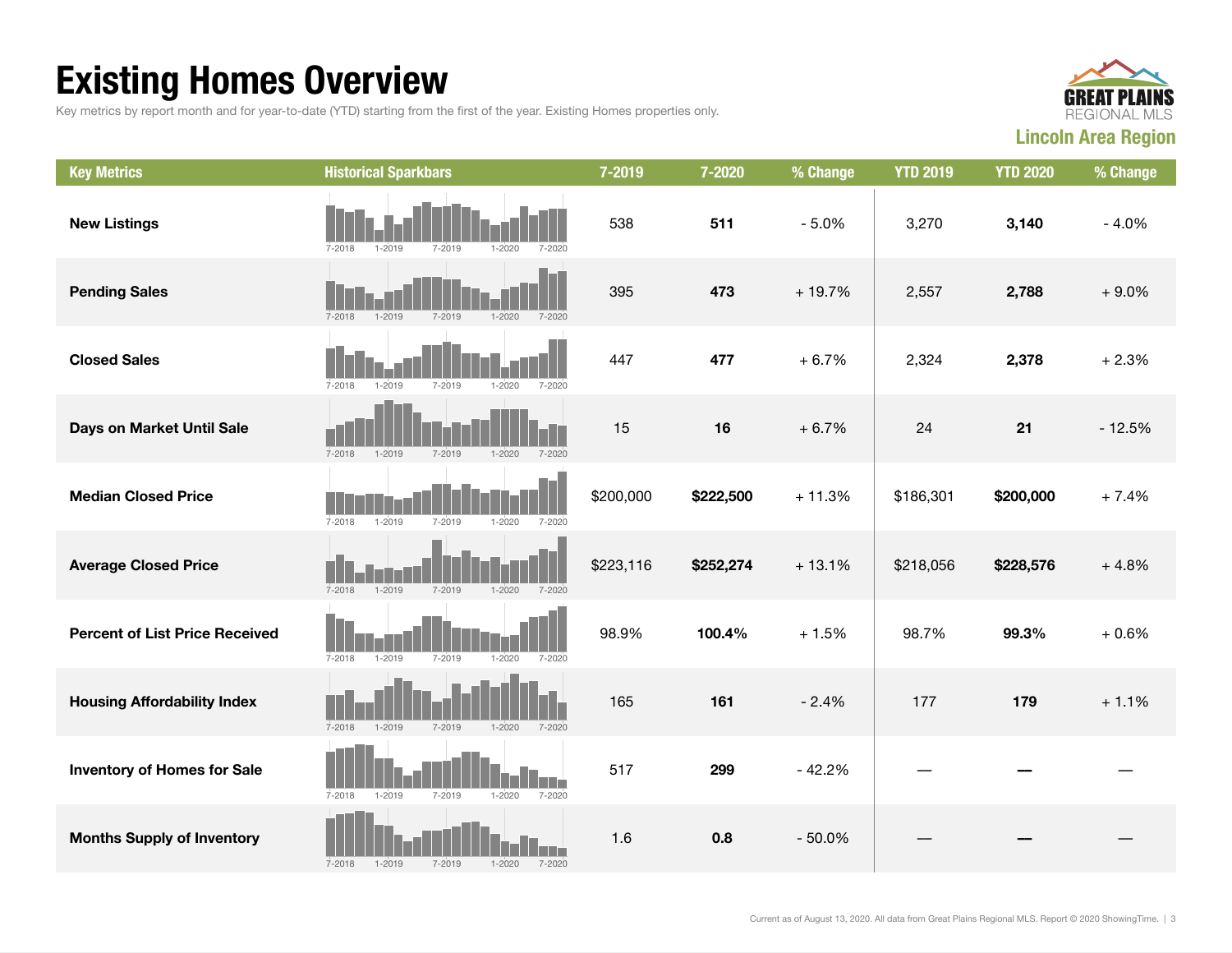# Existing Homes Overview

Key metrics by report month and for year-to-date (YTD) starting from the first of the year. Existing Homes properties only.

GREAT PLAINS REGIONAL MLS

**Lincoln Area Region**

| Key Metrics | Historical Sparkbars | 7-2019 | 7-2020 | % Change | YTD 2019 | YTD 2020 | % Change |
|---|---|---|---|---|---|---|---|
| **New Listings** | 7-2018 1-2019 7-2019 1-2020 7-2020 | 538 | **511** | - 5.0% | 3,270 | **3,140** | - 4.0% |
| **Pending Sales** | 7-2018 1-2019 7-2019 1-2020 7-2020 | 395 | **473** | + 19.7% | 2,557 | **2,788** | + 9.0% |
| **Closed Sales** | 7-2018 1-2019 7-2019 1-2020 7-2020 | 447 | **477** | + 6.7% | 2,324 | **2,378** | + 2.3% |
| **Days on Market Until Sale** | 7-2018 1-2019 7-2019 1-2020 7-2020 | 15 | **16** | + 6.7% | 24 | **21** | - 12.5% |
| **Median Closed Price** | 7-2018 1-2019 7-2019 1-2020 7-2020 | $200,000 | **$222,500** | + 11.3% | $186,301 | **$200,000** | + 7.4% |
| **Average Closed Price** | 7-2018 1-2019 7-2019 1-2020 7-2020 | $223,116 | **$252,274** | + 13.1% | $218,056 | **$228,576** | + 4.8% |
| **Percent of List Price Received** | 7-2018 1-2019 7-2019 1-2020 7-2020 | 98.9% | **100.4%** | + 1.5% | 98.7% | **99.3%** | + 0.6% |
| **Housing Affordability Index** | 7-2018 1-2019 7-2019 1-2020 7-2020 | 165 | **161** | - 2.4% | 177 | **179** | + 1.1% |
| **Inventory of Homes for Sale** | 7-2018 1-2019 7-2019 1-2020 7-2020 | 517 | **299** | - 42.2% | — | **—** | — |
| **Months Supply of Inventory** | 7-2018 1-2019 7-2019 1-2020 7-2020 | 1.6 | **0.8** | - 50.0% | — | **—** | — |

Current as of August 13, 2020. All data from Great Plains Regional MLS. Report © 2020 ShowingTime.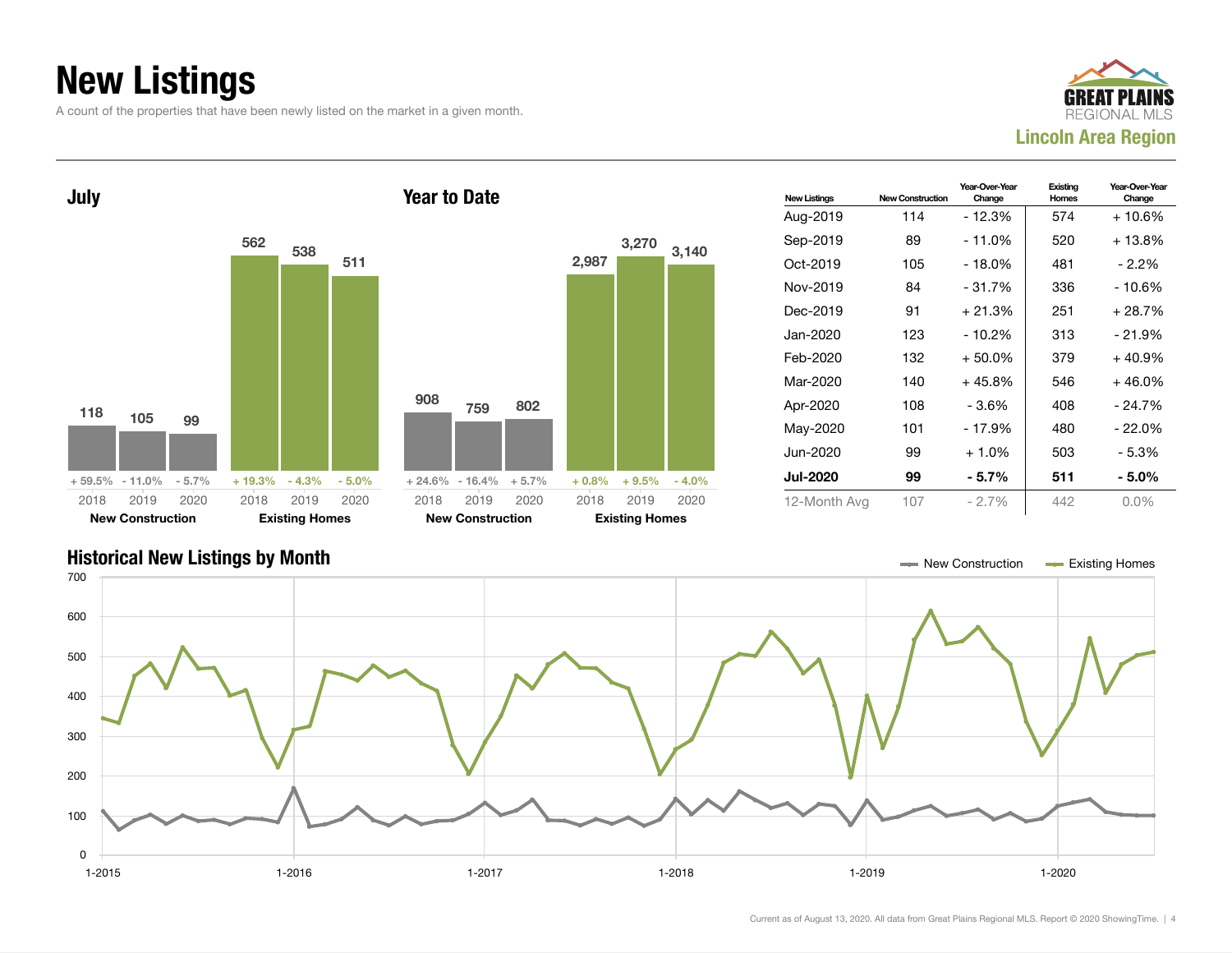# New Listings

A count of the properties that have been newly listed on the market in a given month.

GREAT PLAINS REGIONAL MLS
**Lincoln Area Region**

### July

| | 2018 | 2019 | 2020 |
|---|---|---|---|
| **New Construction** | 118 | 105 | 99 |
| Change | + 59.5% | - 11.0% | - 5.7% |
| **Existing Homes** | 562 | 538 | 511 |
| Change | + 19.3% | - 4.3% | - 5.0% |

### Year to Date

| | 2018 | 2019 | 2020 |
|---|---|---|---|
| **New Construction** | 908 | 759 | 802 |
| Change | + 24.6% | - 16.4% | + 5.7% |
| **Existing Homes** | 2,987 | 3,270 | 3,140 |
| Change | + 0.8% | + 9.5% | - 4.0% |

| New Listings | New Construction | Year-Over-Year Change | Existing Homes | Year-Over-Year Change |
|---|---|---|---|---|
| Aug-2019 | 114 | - 12.3% | 574 | + 10.6% |
| Sep-2019 | 89 | - 11.0% | 520 | + 13.8% |
| Oct-2019 | 105 | - 18.0% | 481 | - 2.2% |
| Nov-2019 | 84 | - 31.7% | 336 | - 10.6% |
| Dec-2019 | 91 | + 21.3% | 251 | + 28.7% |
| Jan-2020 | 123 | - 10.2% | 313 | - 21.9% |
| Feb-2020 | 132 | + 50.0% | 379 | + 40.9% |
| Mar-2020 | 140 | + 45.8% | 546 | + 46.0% |
| Apr-2020 | 108 | - 3.6% | 408 | - 24.7% |
| May-2020 | 101 | - 17.9% | 480 | - 22.0% |
| Jun-2020 | 99 | + 1.0% | 503 | - 5.3% |
| **Jul-2020** | **99** | **- 5.7%** | **511** | **- 5.0%** |
| 12-Month Avg | 107 | - 2.7% | 442 | 0.0% |

### Historical New Listings by Month

Legend: New Construction, Existing Homes

Current as of August 13, 2020. All data from Great Plains Regional MLS. Report © 2020 ShowingTime.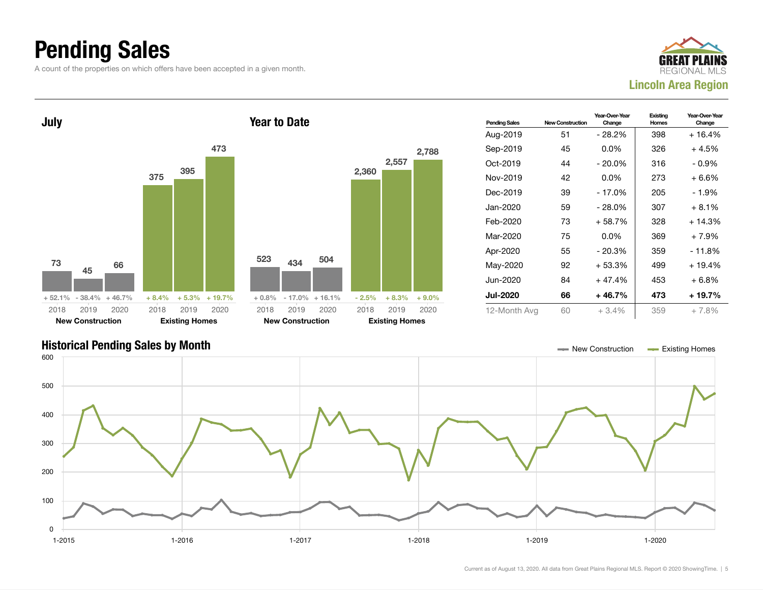# Pending Sales

A count of the properties on which offers have been accepted in a given month.

GREAT PLAINS REGIONAL MLS

**Lincoln Area Region**

## July

| | 2018 | 2019 | 2020 |
|---|---|---|---|
| New Construction | 73 | 45 | 66 |
| Change | + 52.1% | - 38.4% | + 46.7% |
| Existing Homes | 375 | 395 | 473 |
| Change | + 8.4% | + 5.3% | + 19.7% |

## Year to Date

| | 2018 | 2019 | 2020 |
|---|---|---|---|
| New Construction | 523 | 434 | 504 |
| Change | + 0.8% | - 17.0% | + 16.1% |
| Existing Homes | 2,360 | 2,557 | 2,788 |
| Change | - 2.5% | + 8.3% | + 9.0% |

| Pending Sales | New Construction | Year-Over-Year Change | Existing Homes | Year-Over-Year Change |
|---|---|---|---|---|
| Aug-2019 | 51 | - 28.2% | 398 | + 16.4% |
| Sep-2019 | 45 | 0.0% | 326 | + 4.5% |
| Oct-2019 | 44 | - 20.0% | 316 | - 0.9% |
| Nov-2019 | 42 | 0.0% | 273 | + 6.6% |
| Dec-2019 | 39 | - 17.0% | 205 | - 1.9% |
| Jan-2020 | 59 | - 28.0% | 307 | + 8.1% |
| Feb-2020 | 73 | + 58.7% | 328 | + 14.3% |
| Mar-2020 | 75 | 0.0% | 369 | + 7.9% |
| Apr-2020 | 55 | - 20.3% | 359 | - 11.8% |
| May-2020 | 92 | + 53.3% | 499 | + 19.4% |
| Jun-2020 | 84 | + 47.4% | 453 | + 6.8% |
| **Jul-2020** | **66** | **+ 46.7%** | **473** | **+ 19.7%** |
| 12-Month Avg | 60 | + 3.4% | 359 | + 7.8% |

## Historical Pending Sales by Month

New Construction — Existing Homes

Current as of August 13, 2020. All data from Great Plains Regional MLS. Report © 2020 ShowingTime.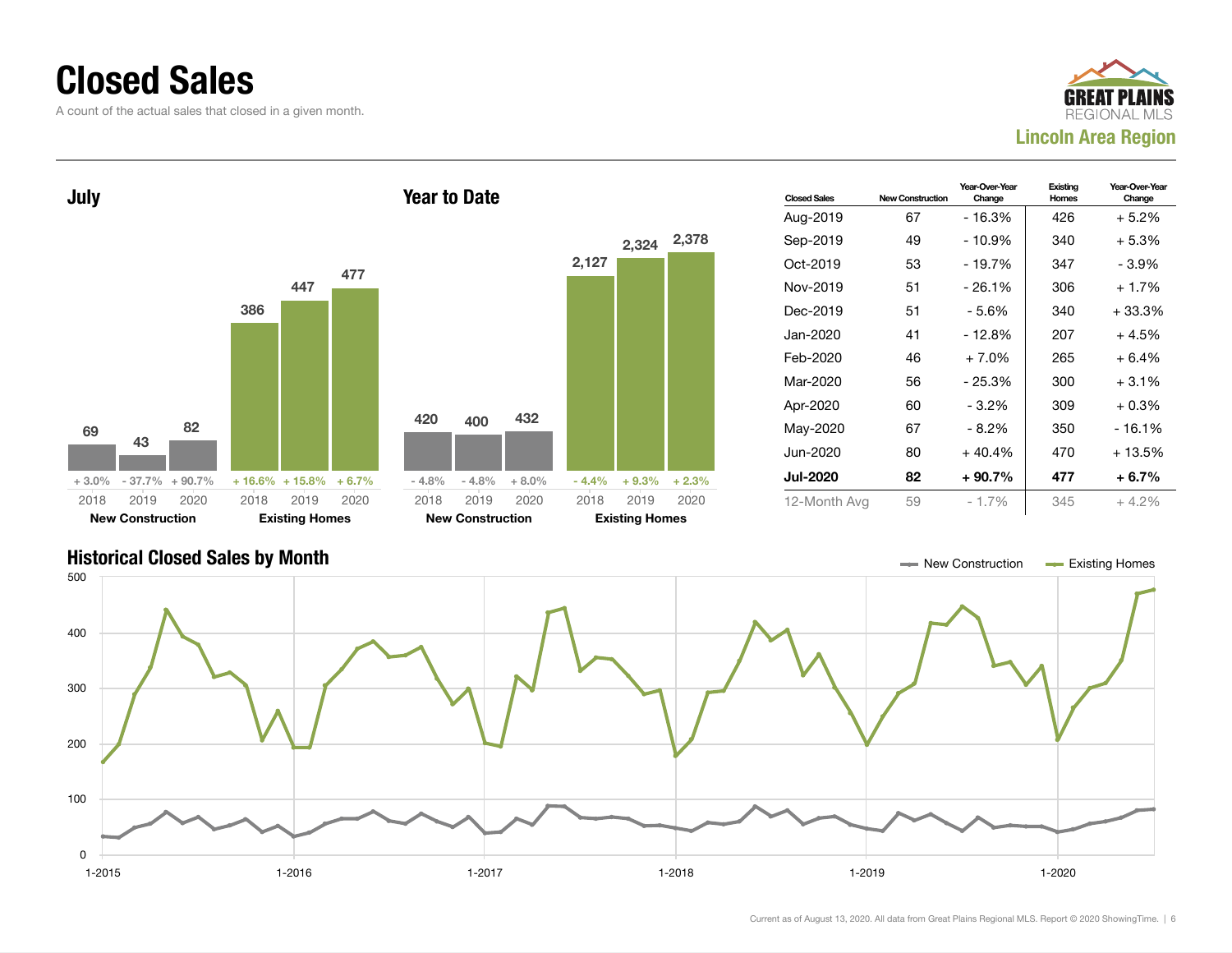# Closed Sales

A count of the actual sales that closed in a given month.

**GREAT PLAINS REGIONAL MLS**
**Lincoln Area Region**

## July

| | 2018 | 2019 | 2020 |
|---|---|---|---|
| New Construction | 69 | 43 | 82 |
| | + 3.0% | - 37.7% | + 90.7% |
| Existing Homes | 386 | 447 | 477 |
| | + 16.6% | + 15.8% | + 6.7% |

## Year to Date

| | 2018 | 2019 | 2020 |
|---|---|---|---|
| New Construction | 420 | 400 | 432 |
| | - 4.8% | - 4.8% | + 8.0% |
| Existing Homes | 2,127 | 2,324 | 2,378 |
| | - 4.4% | + 9.3% | + 2.3% |

| Closed Sales | New Construction | Year-Over-Year Change | Existing Homes | Year-Over-Year Change |
|---|---|---|---|---|
| Aug-2019 | 67 | - 16.3% | 426 | + 5.2% |
| Sep-2019 | 49 | - 10.9% | 340 | + 5.3% |
| Oct-2019 | 53 | - 19.7% | 347 | - 3.9% |
| Nov-2019 | 51 | - 26.1% | 306 | + 1.7% |
| Dec-2019 | 51 | - 5.6% | 340 | + 33.3% |
| Jan-2020 | 41 | - 12.8% | 207 | + 4.5% |
| Feb-2020 | 46 | + 7.0% | 265 | + 6.4% |
| Mar-2020 | 56 | - 25.3% | 300 | + 3.1% |
| Apr-2020 | 60 | - 3.2% | 309 | + 0.3% |
| May-2020 | 67 | - 8.2% | 350 | - 16.1% |
| Jun-2020 | 80 | + 40.4% | 470 | + 13.5% |
| **Jul-2020** | **82** | **+ 90.7%** | **477** | **+ 6.7%** |
| 12-Month Avg | 59 | - 1.7% | 345 | + 4.2% |

## Historical Closed Sales by Month

Legend: New Construction, Existing Homes

Current as of August 13, 2020. All data from Great Plains Regional MLS. Report © 2020 ShowingTime.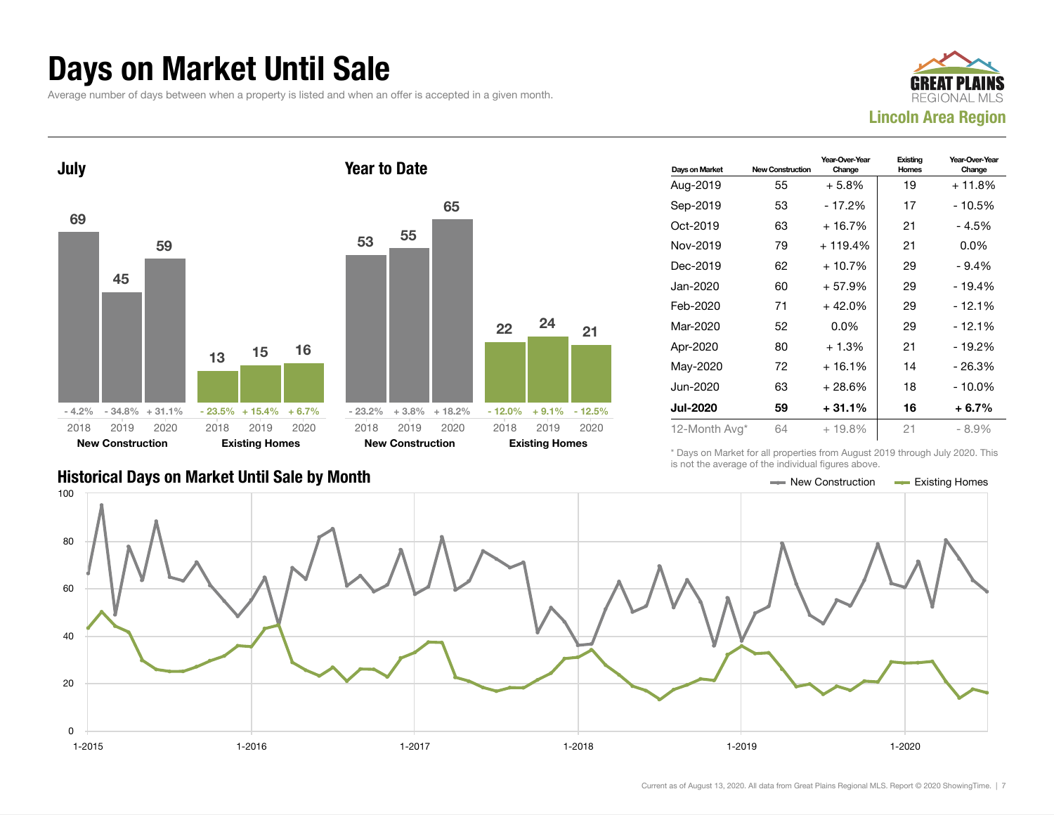# Days on Market Until Sale

Average number of days between when a property is listed and when an offer is accepted in a given month.

GREAT PLAINS REGIONAL MLS
**Lincoln Area Region**

## July

| | 2018 | 2019 | 2020 |
|---|---|---|---|
| New Construction | 69 | 45 | 59 |
| Change | - 4.2% | - 34.8% | + 31.1% |
| Existing Homes | 13 | 15 | 16 |
| Change | - 23.5% | + 15.4% | + 6.7% |

## Year to Date

| | 2018 | 2019 | 2020 |
|---|---|---|---|
| New Construction | 53 | 55 | 65 |
| Change | - 23.2% | + 3.8% | + 18.2% |
| Existing Homes | 22 | 24 | 21 |
| Change | - 12.0% | + 9.1% | - 12.5% |

| Days on Market | New Construction | Year-Over-Year Change | Existing Homes | Year-Over-Year Change |
|---|---|---|---|---|
| Aug-2019 | 55 | + 5.8% | 19 | + 11.8% |
| Sep-2019 | 53 | - 17.2% | 17 | - 10.5% |
| Oct-2019 | 63 | + 16.7% | 21 | - 4.5% |
| Nov-2019 | 79 | + 119.4% | 21 | 0.0% |
| Dec-2019 | 62 | + 10.7% | 29 | - 9.4% |
| Jan-2020 | 60 | + 57.9% | 29 | - 19.4% |
| Feb-2020 | 71 | + 42.0% | 29 | - 12.1% |
| Mar-2020 | 52 | 0.0% | 29 | - 12.1% |
| Apr-2020 | 80 | + 1.3% | 21 | - 19.2% |
| May-2020 | 72 | + 16.1% | 14 | - 26.3% |
| Jun-2020 | 63 | + 28.6% | 18 | - 10.0% |
| **Jul-2020** | **59** | **+ 31.1%** | **16** | **+ 6.7%** |
| 12-Month Avg* | 64 | + 19.8% | 21 | - 8.9% |

\* Days on Market for all properties from August 2019 through July 2020. This is not the average of the individual figures above.

## Historical Days on Market Until Sale by Month

Legend: New Construction, Existing Homes

Y-axis: 0, 20, 40, 60, 80, 100
X-axis: 1-2015, 1-2016, 1-2017, 1-2018, 1-2019, 1-2020

Current as of August 13, 2020. All data from Great Plains Regional MLS. Report © 2020 ShowingTime.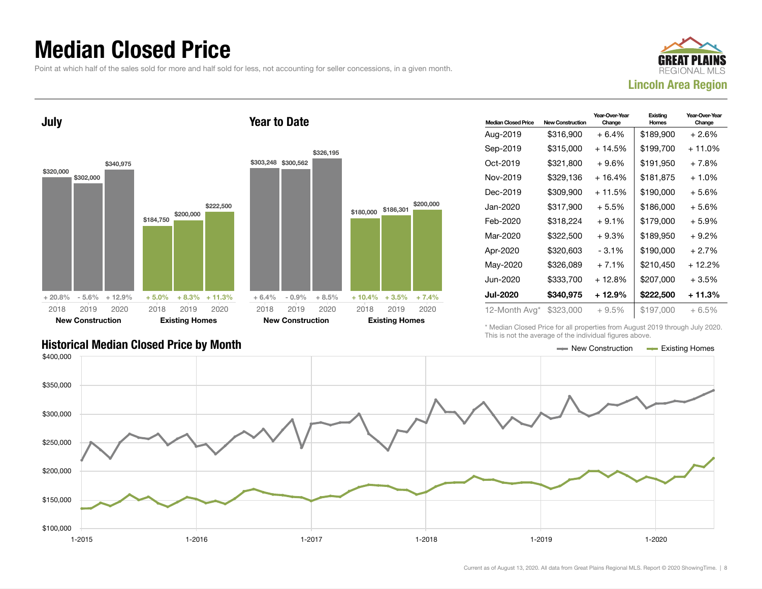# Median Closed Price

Point at which half of the sales sold for more and half sold for less, not accounting for seller concessions, in a given month.

GREAT PLAINS REGIONAL MLS

**Lincoln Area Region**

## July

| | New Construction | | | Existing Homes | | |
|---|---|---|---|---|---|---|
| | 2018 | 2019 | 2020 | 2018 | 2019 | 2020 |
| Median Closed Price | $320,000 | $302,000 | $340,975 | $184,750 | $200,000 | $222,500 |
| Change | + 20.8% | - 5.6% | + 12.9% | + 5.0% | + 8.3% | + 11.3% |

## Year to Date

| | New Construction | | | Existing Homes | | |
|---|---|---|---|---|---|---|
| | 2018 | 2019 | 2020 | 2018 | 2019 | 2020 |
| Median Closed Price | $303,248 | $300,562 | $326,195 | $180,000 | $186,301 | $200,000 |
| Change | + 6.4% | - 0.9% | + 8.5% | + 10.4% | + 3.5% | + 7.4% |

| Median Closed Price | New Construction | Year-Over-Year Change | Existing Homes | Year-Over-Year Change |
|---|---|---|---|---|
| Aug-2019 | $316,900 | + 6.4% | $189,900 | + 2.6% |
| Sep-2019 | $315,000 | + 14.5% | $199,700 | + 11.0% |
| Oct-2019 | $321,800 | + 9.6% | $191,950 | + 7.8% |
| Nov-2019 | $329,136 | + 16.4% | $181,875 | + 1.0% |
| Dec-2019 | $309,900 | + 11.5% | $190,000 | + 5.6% |
| Jan-2020 | $317,900 | + 5.5% | $186,000 | + 5.6% |
| Feb-2020 | $318,224 | + 9.1% | $179,000 | + 5.9% |
| Mar-2020 | $322,500 | + 9.3% | $189,950 | + 9.2% |
| Apr-2020 | $320,603 | - 3.1% | $190,000 | + 2.7% |
| May-2020 | $326,089 | + 7.1% | $210,450 | + 12.2% |
| Jun-2020 | $333,700 | + 12.8% | $207,000 | + 3.5% |
| **Jul-2020** | **$340,975** | **+ 12.9%** | **$222,500** | **+ 11.3%** |
| 12-Month Avg* | $323,000 | + 9.5% | $197,000 | + 6.5% |

\* Median Closed Price for all properties from August 2019 through July 2020. This is not the average of the individual figures above.

## Historical Median Closed Price by Month

New Construction — Existing Homes

$400,000 · $350,000 · $300,000 · $250,000 · $200,000 · $150,000 · $100,000

1-2015 · 1-2016 · 1-2017 · 1-2018 · 1-2019 · 1-2020

Current as of August 13, 2020. All data from Great Plains Regional MLS. Report © 2020 ShowingTime.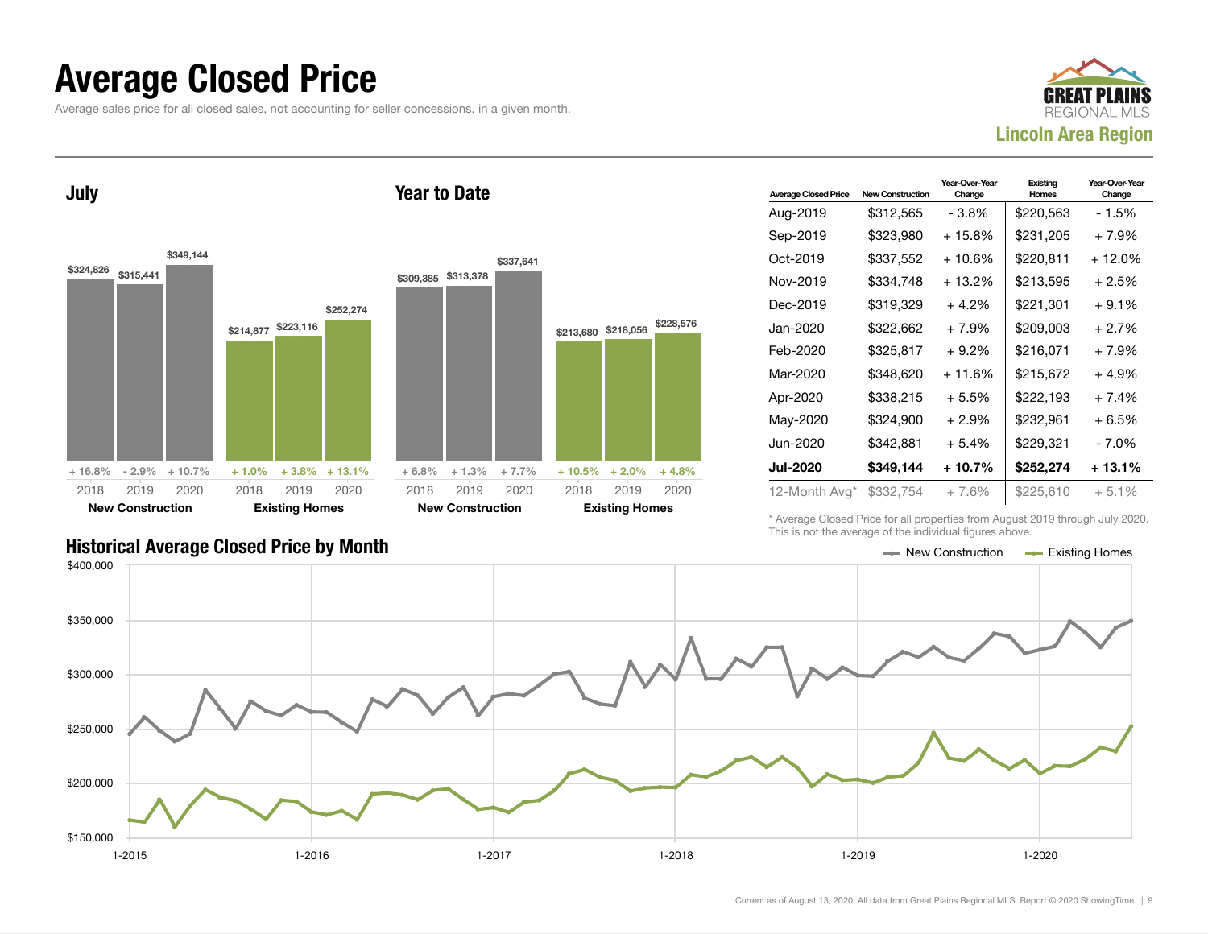# Average Closed Price

Average sales price for all closed sales, not accounting for seller concessions, in a given month.

GREAT PLAINS REGIONAL MLS
**Lincoln Area Region**

## July

| | 2018 | 2019 | 2020 |
|---|---|---|---|
| New Construction | $324,826 (+ 16.8%) | $315,441 (- 2.9%) | $349,144 (+ 10.7%) |
| Existing Homes | $214,877 (+ 1.0%) | $223,116 (+ 3.8%) | $252,274 (+ 13.1%) |

## Year to Date

| | 2018 | 2019 | 2020 |
|---|---|---|---|
| New Construction | $309,385 (+ 6.8%) | $313,378 (+ 1.3%) | $337,641 (+ 7.7%) |
| Existing Homes | $213,680 (+ 10.5%) | $218,056 (+ 2.0%) | $228,576 (+ 4.8%) |

| Average Closed Price | New Construction | Year-Over-Year Change | Existing Homes | Year-Over-Year Change |
|---|---|---|---|---|
| Aug-2019 | $312,565 | - 3.8% | $220,563 | - 1.5% |
| Sep-2019 | $323,980 | + 15.8% | $231,205 | + 7.9% |
| Oct-2019 | $337,552 | + 10.6% | $220,811 | + 12.0% |
| Nov-2019 | $334,748 | + 13.2% | $213,595 | + 2.5% |
| Dec-2019 | $319,329 | + 4.2% | $221,301 | + 9.1% |
| Jan-2020 | $322,662 | + 7.9% | $209,003 | + 2.7% |
| Feb-2020 | $325,817 | + 9.2% | $216,071 | + 7.9% |
| Mar-2020 | $348,620 | + 11.6% | $215,672 | + 4.9% |
| Apr-2020 | $338,215 | + 5.5% | $222,193 | + 7.4% |
| May-2020 | $324,900 | + 2.9% | $232,961 | + 6.5% |
| Jun-2020 | $342,881 | + 5.4% | $229,321 | - 7.0% |
| **Jul-2020** | **$349,144** | **+ 10.7%** | **$252,274** | **+ 13.1%** |
| 12-Month Avg* | $332,754 | + 7.6% | $225,610 | + 5.1% |

\* Average Closed Price for all properties from August 2019 through July 2020. This is not the average of the individual figures above.

## Historical Average Closed Price by Month

New Construction — Existing Homes

Current as of August 13, 2020. All data from Great Plains Regional MLS. Report © 2020 ShowingTime.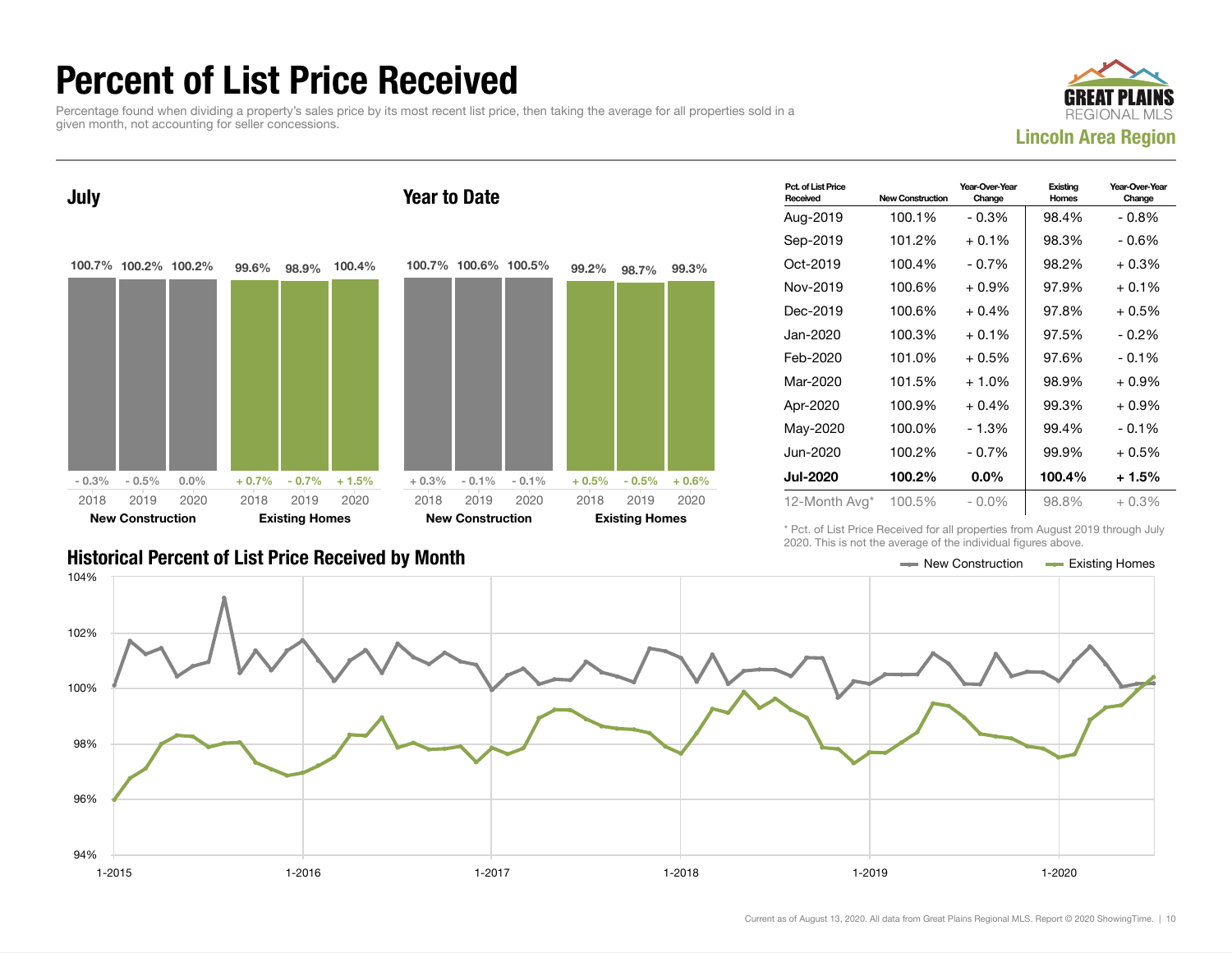# Percent of List Price Received

Percentage found when dividing a property's sales price by its most recent list price, then taking the average for all properties sold in a given month, not accounting for seller concessions.

GREAT PLAINS REGIONAL MLS

**Lincoln Area Region**

## July

| | 2018 | 2019 | 2020 |
|---|---|---|---|
| New Construction | 100.7% | 100.2% | 100.2% |
| Year-Over-Year Change | - 0.3% | - 0.5% | 0.0% |
| Existing Homes | 99.6% | 98.9% | 100.4% |
| Year-Over-Year Change | + 0.7% | - 0.7% | + 1.5% |

## Year to Date

| | 2018 | 2019 | 2020 |
|---|---|---|---|
| New Construction | 100.7% | 100.6% | 100.5% |
| Year-Over-Year Change | + 0.3% | - 0.1% | - 0.1% |
| Existing Homes | 99.2% | 98.7% | 99.3% |
| Year-Over-Year Change | + 0.5% | - 0.5% | + 0.6% |

| Pct. of List Price Received | New Construction | Year-Over-Year Change | Existing Homes | Year-Over-Year Change |
|---|---|---|---|---|
| Aug-2019 | 100.1% | - 0.3% | 98.4% | - 0.8% |
| Sep-2019 | 101.2% | + 0.1% | 98.3% | - 0.6% |
| Oct-2019 | 100.4% | - 0.7% | 98.2% | + 0.3% |
| Nov-2019 | 100.6% | + 0.9% | 97.9% | + 0.1% |
| Dec-2019 | 100.6% | + 0.4% | 97.8% | + 0.5% |
| Jan-2020 | 100.3% | + 0.1% | 97.5% | - 0.2% |
| Feb-2020 | 101.0% | + 0.5% | 97.6% | - 0.1% |
| Mar-2020 | 101.5% | + 1.0% | 98.9% | + 0.9% |
| Apr-2020 | 100.9% | + 0.4% | 99.3% | + 0.9% |
| May-2020 | 100.0% | - 1.3% | 99.4% | - 0.1% |
| Jun-2020 | 100.2% | - 0.7% | 99.9% | + 0.5% |
| **Jul-2020** | **100.2%** | **0.0%** | **100.4%** | **+ 1.5%** |
| 12-Month Avg* | 100.5% | - 0.0% | 98.8% | + 0.3% |

\* Pct. of List Price Received for all properties from August 2019 through July 2020. This is not the average of the individual figures above.

## Historical Percent of List Price Received by Month

New Construction — Existing Homes

Y-axis: 94% to 104%; X-axis: 1-2015, 1-2016, 1-2017, 1-2018, 1-2019, 1-2020

Current as of August 13, 2020. All data from Great Plains Regional MLS. Report © 2020 ShowingTime.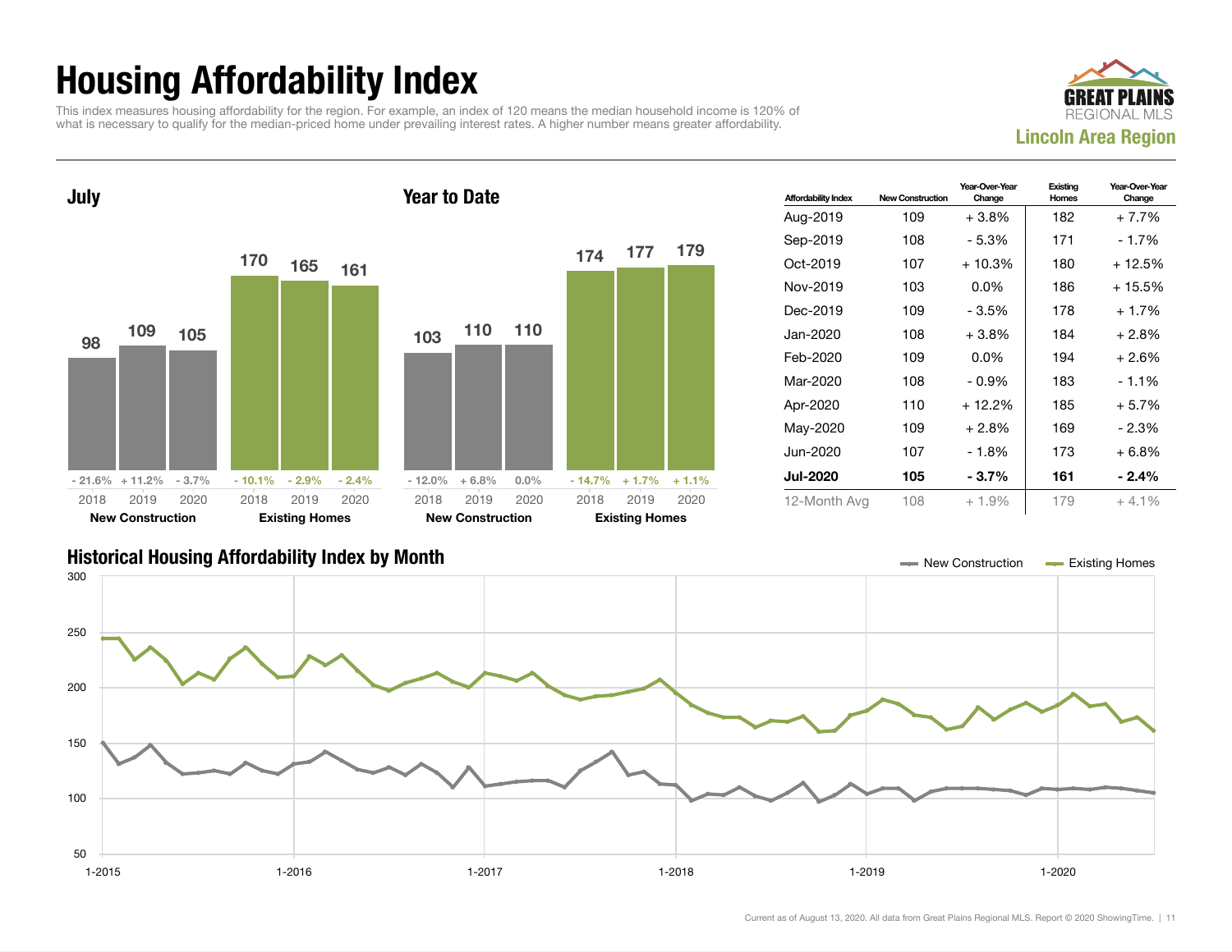# Housing Affordability Index

This index measures housing affordability for the region. For example, an index of 120 means the median household income is 120% of what is necessary to qualify for the median-priced home under prevailing interest rates. A higher number means greater affordability.

**Lincoln Area Region**

## July

| | 2018 | 2019 | 2020 |
|---|---|---|---|
| New Construction | 98 | 109 | 105 |
| Change | - 21.6% | + 11.2% | - 3.7% |
| Existing Homes | 170 | 165 | 161 |
| Change | - 10.1% | - 2.9% | - 2.4% |

## Year to Date

| | 2018 | 2019 | 2020 |
|---|---|---|---|
| New Construction | 103 | 110 | 110 |
| Change | - 12.0% | + 6.8% | 0.0% |
| Existing Homes | 174 | 177 | 179 |
| Change | - 14.7% | + 1.7% | + 1.1% |

| Affordability Index | New Construction | Year-Over-Year Change | Existing Homes | Year-Over-Year Change |
|---|---|---|---|---|
| Aug-2019 | 109 | + 3.8% | 182 | + 7.7% |
| Sep-2019 | 108 | - 5.3% | 171 | - 1.7% |
| Oct-2019 | 107 | + 10.3% | 180 | + 12.5% |
| Nov-2019 | 103 | 0.0% | 186 | + 15.5% |
| Dec-2019 | 109 | - 3.5% | 178 | + 1.7% |
| Jan-2020 | 108 | + 3.8% | 184 | + 2.8% |
| Feb-2020 | 109 | 0.0% | 194 | + 2.6% |
| Mar-2020 | 108 | - 0.9% | 183 | - 1.1% |
| Apr-2020 | 110 | + 12.2% | 185 | + 5.7% |
| May-2020 | 109 | + 2.8% | 169 | - 2.3% |
| Jun-2020 | 107 | - 1.8% | 173 | + 6.8% |
| **Jul-2020** | **105** | **- 3.7%** | **161** | **- 2.4%** |
| 12-Month Avg | 108 | + 1.9% | 179 | + 4.1% |

## Historical Housing Affordability Index by Month

New Construction — Existing Homes

Current as of August 13, 2020. All data from Great Plains Regional MLS. Report © 2020 ShowingTime.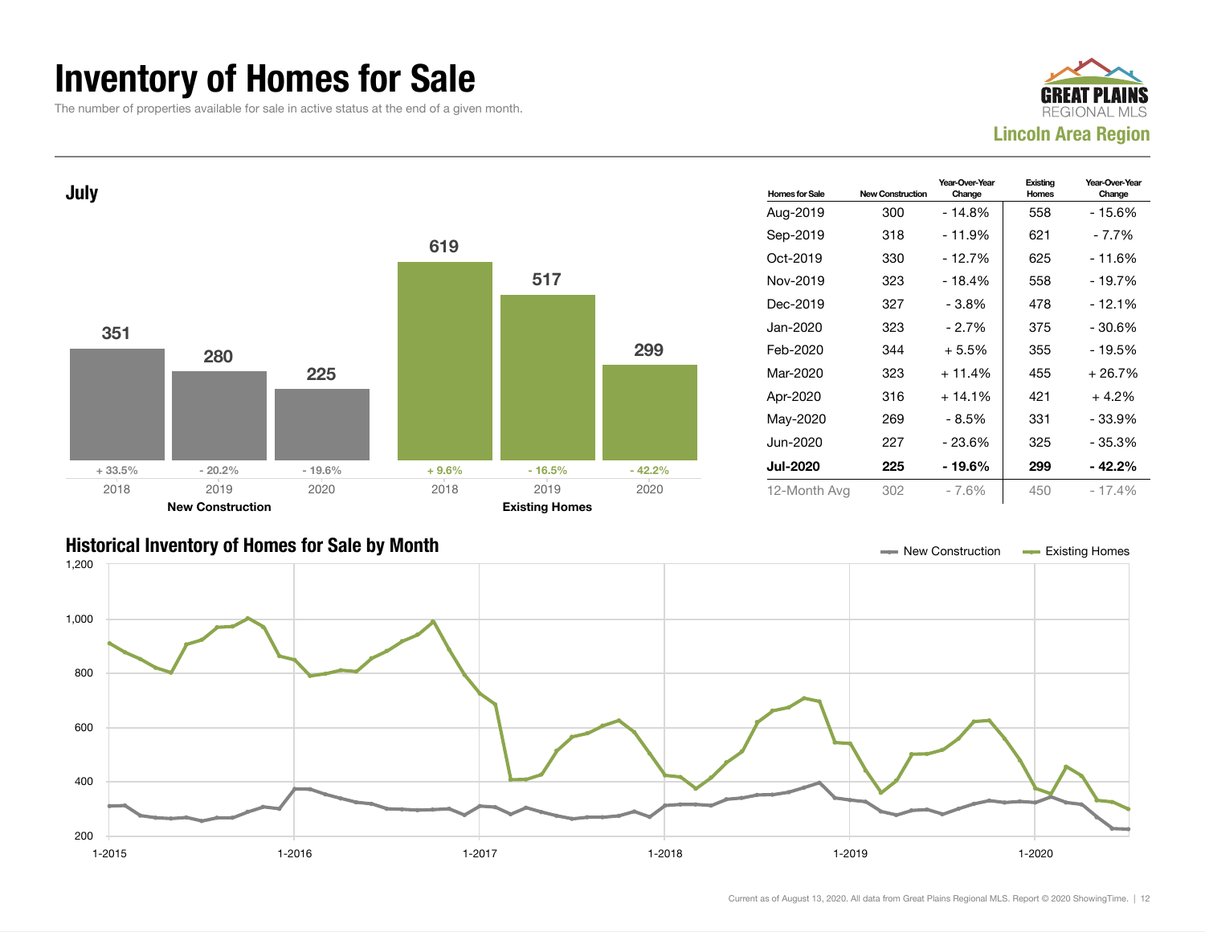# Inventory of Homes for Sale

The number of properties available for sale in active status at the end of a given month.

GREAT PLAINS REGIONAL MLS

**Lincoln Area Region**

## July

| | 2018 | 2019 | 2020 |
|---|---|---|---|
| **New Construction** | 351 | 280 | 225 |
| Change | + 33.5% | - 20.2% | - 19.6% |
| **Existing Homes** | 619 | 517 | 299 |
| Change | + 9.6% | - 16.5% | - 42.2% |

| Homes for Sale | New Construction | Year-Over-Year Change | Existing Homes | Year-Over-Year Change |
|---|---|---|---|---|
| Aug-2019 | 300 | - 14.8% | 558 | - 15.6% |
| Sep-2019 | 318 | - 11.9% | 621 | - 7.7% |
| Oct-2019 | 330 | - 12.7% | 625 | - 11.6% |
| Nov-2019 | 323 | - 18.4% | 558 | - 19.7% |
| Dec-2019 | 327 | - 3.8% | 478 | - 12.1% |
| Jan-2020 | 323 | - 2.7% | 375 | - 30.6% |
| Feb-2020 | 344 | + 5.5% | 355 | - 19.5% |
| Mar-2020 | 323 | + 11.4% | 455 | + 26.7% |
| Apr-2020 | 316 | + 14.1% | 421 | + 4.2% |
| May-2020 | 269 | - 8.5% | 331 | - 33.9% |
| Jun-2020 | 227 | - 23.6% | 325 | - 35.3% |
| **Jul-2020** | **225** | **- 19.6%** | **299** | **- 42.2%** |
| 12-Month Avg | 302 | - 7.6% | 450 | - 17.4% |

## Historical Inventory of Homes for Sale by Month

New Construction — Existing Homes

Current as of August 13, 2020. All data from Great Plains Regional MLS. Report © 2020 ShowingTime.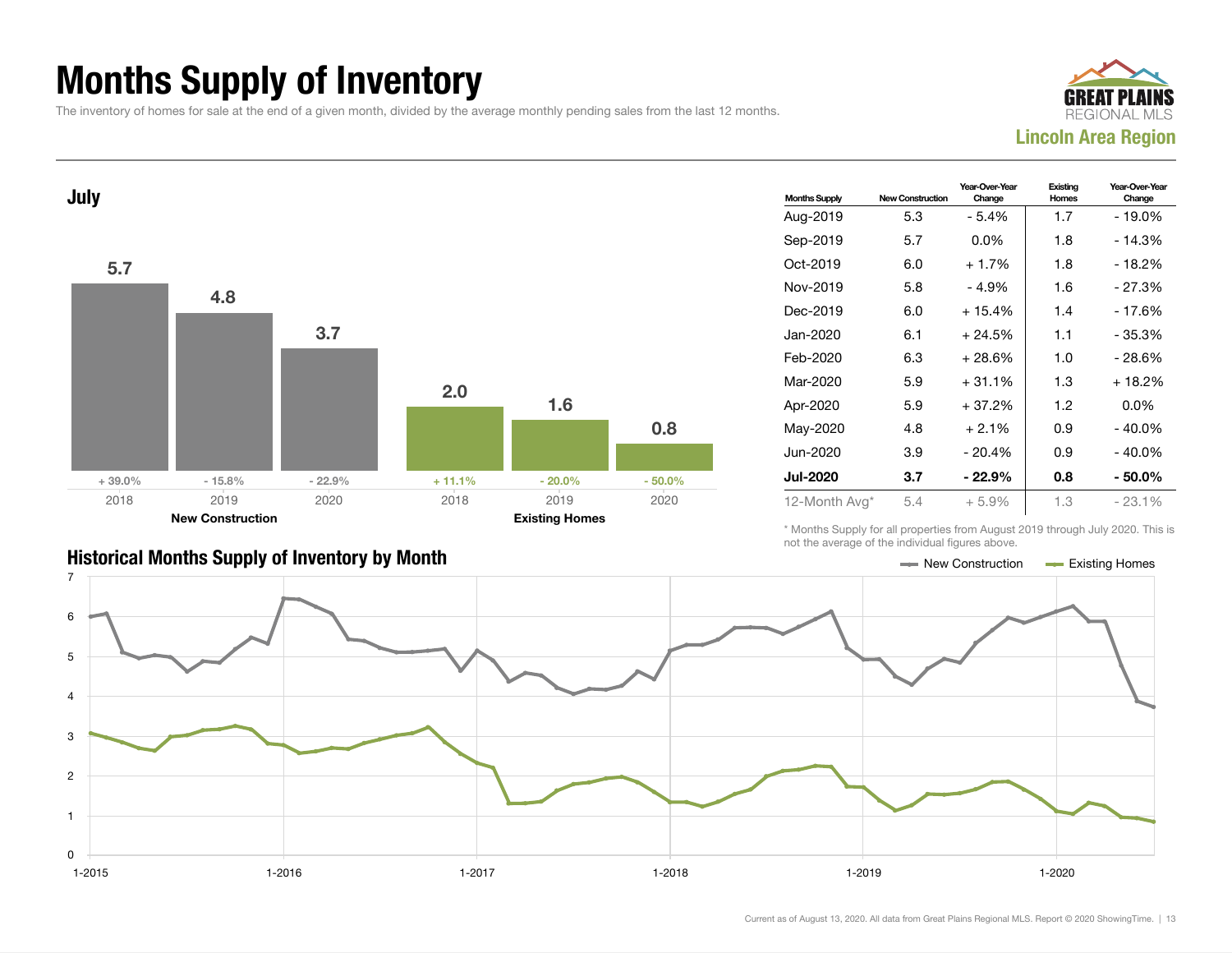# Months Supply of Inventory

The inventory of homes for sale at the end of a given month, divided by the average monthly pending sales from the last 12 months.

Lincoln Area Region

## July

| | 2018 | 2019 | 2020 |
|---|---|---|---|
| New Construction | 5.7 | 4.8 | 3.7 |
| Year-Over-Year Change | + 39.0% | - 15.8% | - 22.9% |
| Existing Homes | 2.0 | 1.6 | 0.8 |
| Year-Over-Year Change | + 11.1% | - 20.0% | - 50.0% |

| Months Supply | New Construction | Year-Over-Year Change | Existing Homes | Year-Over-Year Change |
|---|---|---|---|---|
| Aug-2019 | 5.3 | - 5.4% | 1.7 | - 19.0% |
| Sep-2019 | 5.7 | 0.0% | 1.8 | - 14.3% |
| Oct-2019 | 6.0 | + 1.7% | 1.8 | - 18.2% |
| Nov-2019 | 5.8 | - 4.9% | 1.6 | - 27.3% |
| Dec-2019 | 6.0 | + 15.4% | 1.4 | - 17.6% |
| Jan-2020 | 6.1 | + 24.5% | 1.1 | - 35.3% |
| Feb-2020 | 6.3 | + 28.6% | 1.0 | - 28.6% |
| Mar-2020 | 5.9 | + 31.1% | 1.3 | + 18.2% |
| Apr-2020 | 5.9 | + 37.2% | 1.2 | 0.0% |
| May-2020 | 4.8 | + 2.1% | 0.9 | - 40.0% |
| Jun-2020 | 3.9 | - 20.4% | 0.9 | - 40.0% |
| **Jul-2020** | **3.7** | **- 22.9%** | **0.8** | **- 50.0%** |
| 12-Month Avg* | 5.4 | + 5.9% | 1.3 | - 23.1% |

\* Months Supply for all properties from August 2019 through July 2020. This is not the average of the individual figures above.

## Historical Months Supply of Inventory by Month

Legend: New Construction, Existing Homes

Current as of August 13, 2020. All data from Great Plains Regional MLS. Report © 2020 ShowingTime.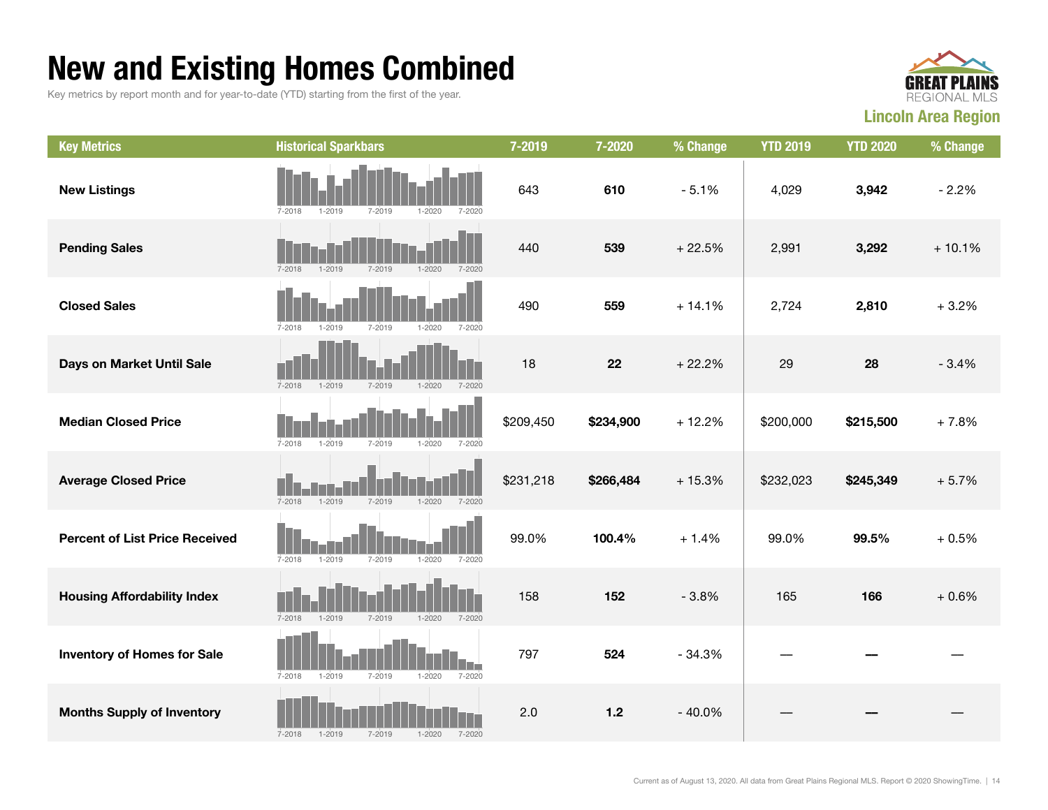# New and Existing Homes Combined

Key metrics by report month and for year-to-date (YTD) starting from the first of the year.

GREAT PLAINS REGIONAL MLS

**Lincoln Area Region**

| Key Metrics | Historical Sparkbars | 7-2019 | 7-2020 | % Change | YTD 2019 | YTD 2020 | % Change |
|---|---|---|---|---|---|---|---|
| **New Listings** | 7-2018 1-2019 7-2019 1-2020 7-2020 | 643 | **610** | - 5.1% | 4,029 | **3,942** | - 2.2% |
| **Pending Sales** | 7-2018 1-2019 7-2019 1-2020 7-2020 | 440 | **539** | + 22.5% | 2,991 | **3,292** | + 10.1% |
| **Closed Sales** | 7-2018 1-2019 7-2019 1-2020 7-2020 | 490 | **559** | + 14.1% | 2,724 | **2,810** | + 3.2% |
| **Days on Market Until Sale** | 7-2018 1-2019 7-2019 1-2020 7-2020 | 18 | **22** | + 22.2% | 29 | **28** | - 3.4% |
| **Median Closed Price** | 7-2018 1-2019 7-2019 1-2020 7-2020 | $209,450 | **$234,900** | + 12.2% | $200,000 | **$215,500** | + 7.8% |
| **Average Closed Price** | 7-2018 1-2019 7-2019 1-2020 7-2020 | $231,218 | **$266,484** | + 15.3% | $232,023 | **$245,349** | + 5.7% |
| **Percent of List Price Received** | 7-2018 1-2019 7-2019 1-2020 7-2020 | 99.0% | **100.4%** | + 1.4% | 99.0% | **99.5%** | + 0.5% |
| **Housing Affordability Index** | 7-2018 1-2019 7-2019 1-2020 7-2020 | 158 | **152** | - 3.8% | 165 | **166** | + 0.6% |
| **Inventory of Homes for Sale** | 7-2018 1-2019 7-2019 1-2020 7-2020 | 797 | **524** | - 34.3% | — | **—** | — |
| **Months Supply of Inventory** | 7-2018 1-2019 7-2019 1-2020 7-2020 | 2.0 | **1.2** | - 40.0% | — | **—** | — |

Current as of August 13, 2020. All data from Great Plains Regional MLS. Report © 2020 ShowingTime.